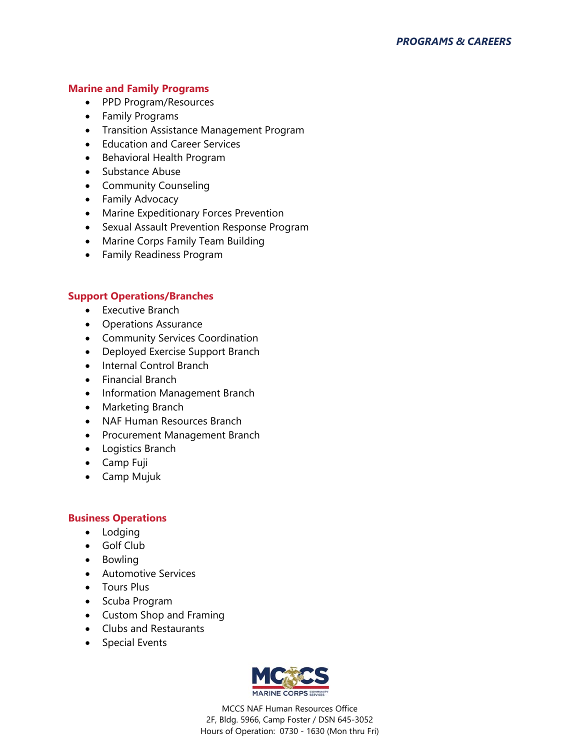*PROGRAMS & CAREERS*

## Marine and Family Programs

- PPD Program/Resources
- Family Programs
- Transition Assistance Management Program
- Education and Career Services
- Behavioral Health Program
- Substance Abuse
- Community Counseling
- Family Advocacy
- Marine Expeditionary Forces Prevention
- Sexual Assault Prevention Response Program
- Marine Corps Family Team Building
- Family Readiness Program

## Support Operations/Branches

- Executive Branch
- Operations Assurance
- Community Services Coordination
- Deployed Exercise Support Branch
- Internal Control Branch
- Financial Branch
- Information Management Branch
- Marketing Branch
- NAF Human Resources Branch
- Procurement Management Branch
- Logistics Branch
- Camp Fuji
- Camp Mujuk

## Business Operations

- Lodging
- Golf Club
- Bowling
- Automotive Services
- Tours Plus
- Scuba Program
- Custom Shop and Framing
- Clubs and Restaurants
- Special Events

MCCS NAF Human Resources Office
2F, Bldg. 5966, Camp Foster / DSN 645-3052
Hours of Operation: 0730 - 1630 (Mon thru Fri)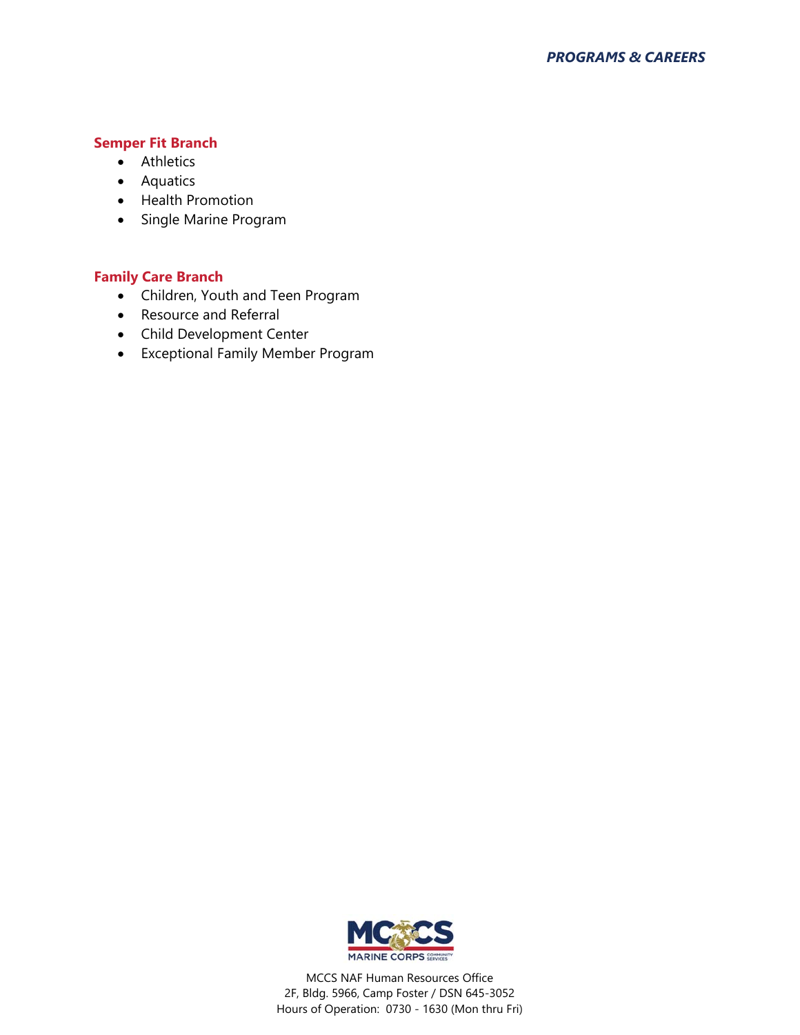**Semper Fit Branch**

- Athletics
- Aquatics
- Health Promotion
- Single Marine Program

**Family Care Branch**

- Children, Youth and Teen Program
- Resource and Referral
- Child Development Center
- Exceptional Family Member Program

MCCS NAF Human Resources Office
2F, Bldg. 5966, Camp Foster / DSN 645-3052
Hours of Operation: 0730 - 1630 (Mon thru Fri)